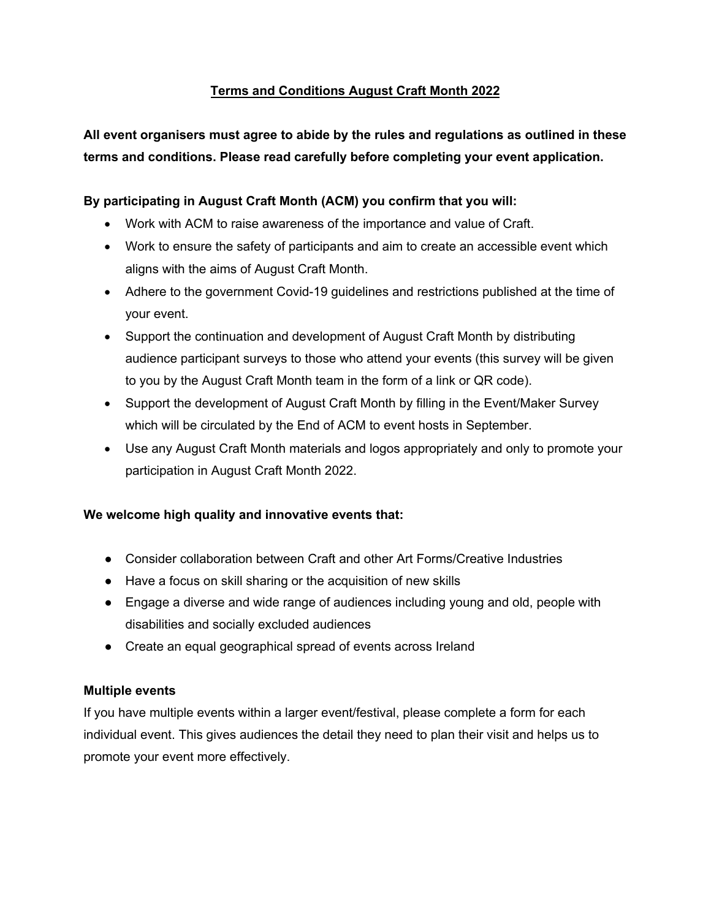# Terms and Conditions August Craft Month 2022

**All event organisers must agree to abide by the rules and regulations as outlined in these terms and conditions. Please read carefully before completing your event application.**

**By participating in August Craft Month (ACM) you confirm that you will:**

- Work with ACM to raise awareness of the importance and value of Craft.
- Work to ensure the safety of participants and aim to create an accessible event which aligns with the aims of August Craft Month.
- Adhere to the government Covid-19 guidelines and restrictions published at the time of your event.
- Support the continuation and development of August Craft Month by distributing audience participant surveys to those who attend your events (this survey will be given to you by the August Craft Month team in the form of a link or QR code).
- Support the development of August Craft Month by filling in the Event/Maker Survey which will be circulated by the End of ACM to event hosts in September.
- Use any August Craft Month materials and logos appropriately and only to promote your participation in August Craft Month 2022.

**We welcome high quality and innovative events that:**

- Consider collaboration between Craft and other Art Forms/Creative Industries
- Have a focus on skill sharing or the acquisition of new skills
- Engage a diverse and wide range of audiences including young and old, people with disabilities and socially excluded audiences
- Create an equal geographical spread of events across Ireland

**Multiple events**

If you have multiple events within a larger event/festival, please complete a form for each individual event. This gives audiences the detail they need to plan their visit and helps us to promote your event more effectively.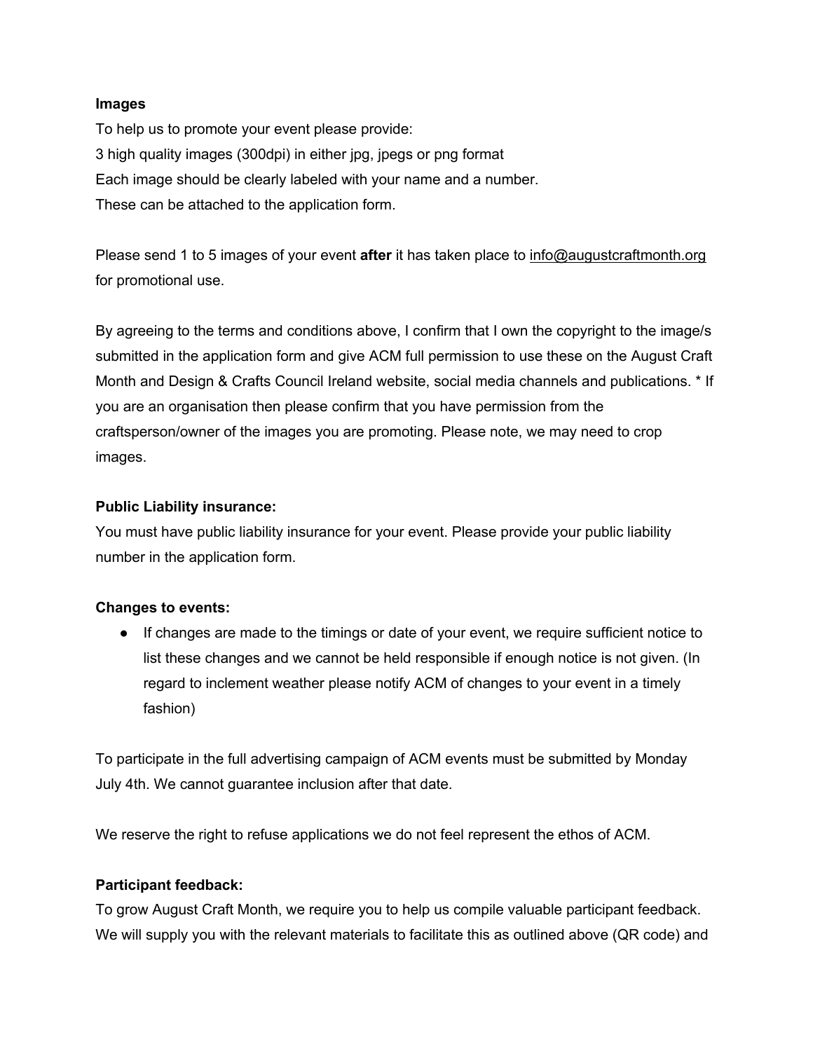**Images**

To help us to promote your event please provide:
3 high quality images (300dpi) in either jpg, jpegs or png format
Each image should be clearly labeled with your name and a number.
These can be attached to the application form.

Please send 1 to 5 images of your event **after** it has taken place to info@augustcraftmonth.org for promotional use.

By agreeing to the terms and conditions above, I confirm that I own the copyright to the image/s submitted in the application form and give ACM full permission to use these on the August Craft Month and Design & Crafts Council Ireland website, social media channels and publications. * If you are an organisation then please confirm that you have permission from the craftsperson/owner of the images you are promoting. Please note, we may need to crop images.

**Public Liability insurance:**

You must have public liability insurance for your event. Please provide your public liability number in the application form.

**Changes to events:**

- If changes are made to the timings or date of your event, we require sufficient notice to list these changes and we cannot be held responsible if enough notice is not given. (In regard to inclement weather please notify ACM of changes to your event in a timely fashion)

To participate in the full advertising campaign of ACM events must be submitted by Monday July 4th. We cannot guarantee inclusion after that date.

We reserve the right to refuse applications we do not feel represent the ethos of ACM.

**Participant feedback:**

To grow August Craft Month, we require you to help us compile valuable participant feedback. We will supply you with the relevant materials to facilitate this as outlined above (QR code) and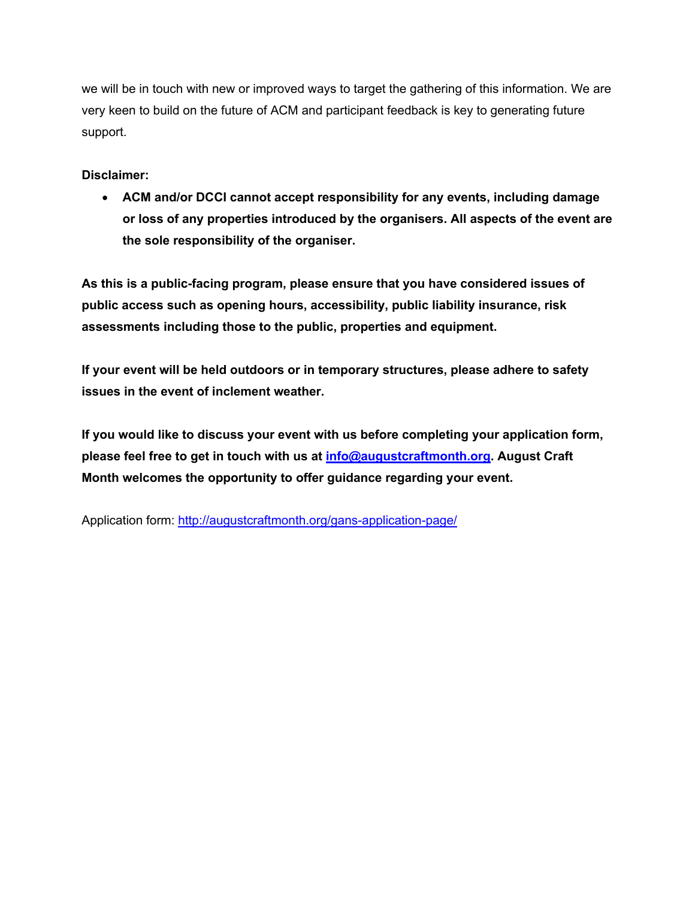we will be in touch with new or improved ways to target the gathering of this information. We are very keen to build on the future of ACM and participant feedback is key to generating future support.

**Disclaimer:**

- **ACM and/or DCCI cannot accept responsibility for any events, including damage or loss of any properties introduced by the organisers. All aspects of the event are the sole responsibility of the organiser.**

**As this is a public-facing program, please ensure that you have considered issues of public access such as opening hours, accessibility, public liability insurance, risk assessments including those to the public, properties and equipment.**

**If your event will be held outdoors or in temporary structures, please adhere to safety issues in the event of inclement weather.**

**If you would like to discuss your event with us before completing your application form, please feel free to get in touch with us at [info@augustcraftmonth.org](mailto:info@augustcraftmonth.org). August Craft Month welcomes the opportunity to offer guidance regarding your event.**

Application form: [http://augustcraftmonth.org/gans-application-page/](http://augustcraftmonth.org/gans-application-page/)